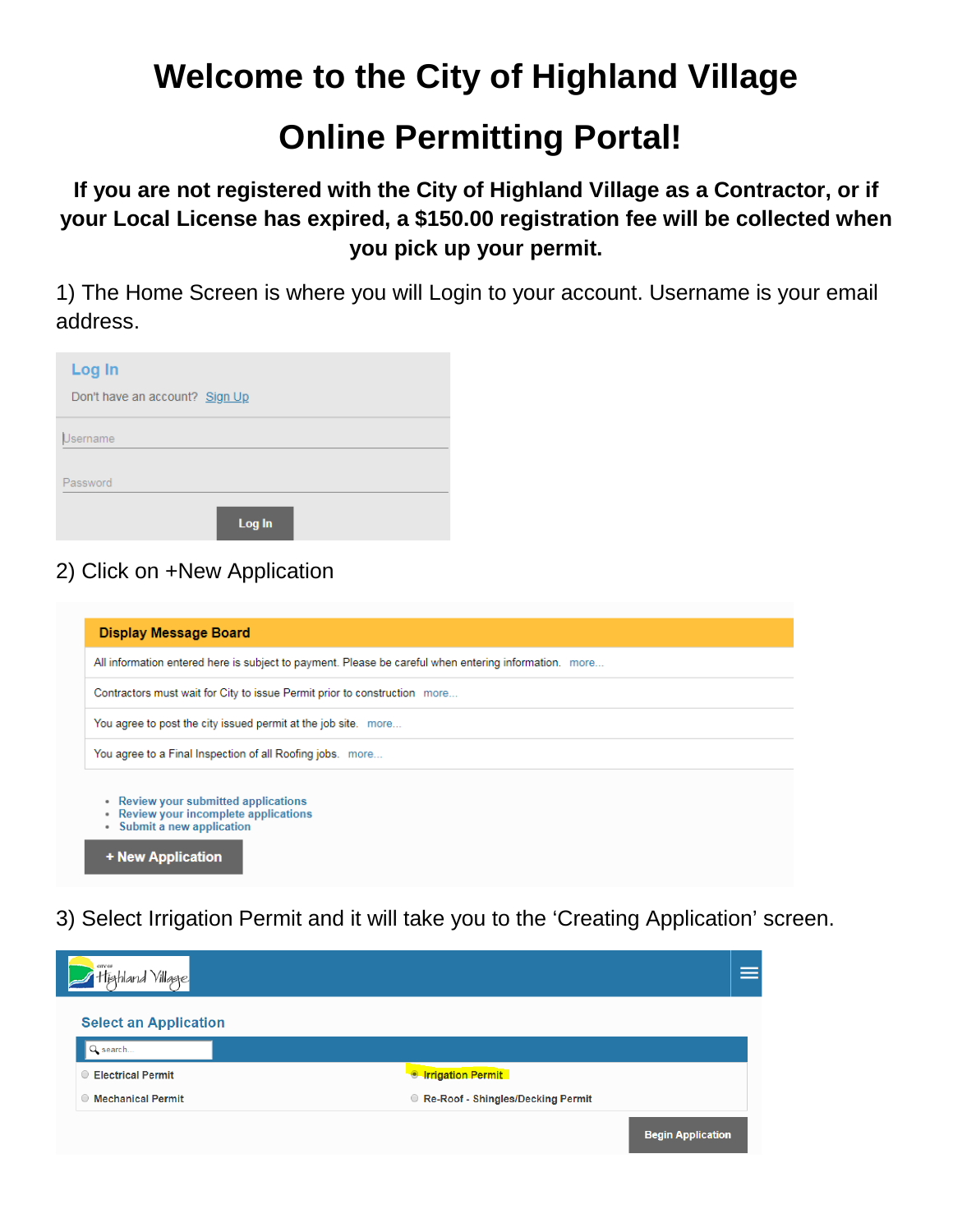# Welcome to the City of Highland Village

# Online Permitting Portal!

**If you are not registered with the City of Highland Village as a Contractor, or if your Local License has expired, a $150.00 registration fee will be collected when you pick up your permit.**

1) The Home Screen is where you will Login to your account. Username is your email address.

Log In

Don't have an account? Sign Up

Username

Password

Log In

2) Click on +New Application

**Display Message Board**

All information entered here is subject to payment. Please be careful when entering information. more...

Contractors must wait for City to issue Permit prior to construction more...

You agree to post the city issued permit at the job site. more...

You agree to a Final Inspection of all Roofing jobs. more...

- Review your submitted applications
- Review your incomplete applications
- Submit a new application

+ New Application

3) Select Irrigation Permit and it will take you to the 'Creating Application' screen.

Select an Application

search...

- Electrical Permit
- Irrigation Permit
- Mechanical Permit
- Re-Roof - Shingles/Decking Permit

Begin Application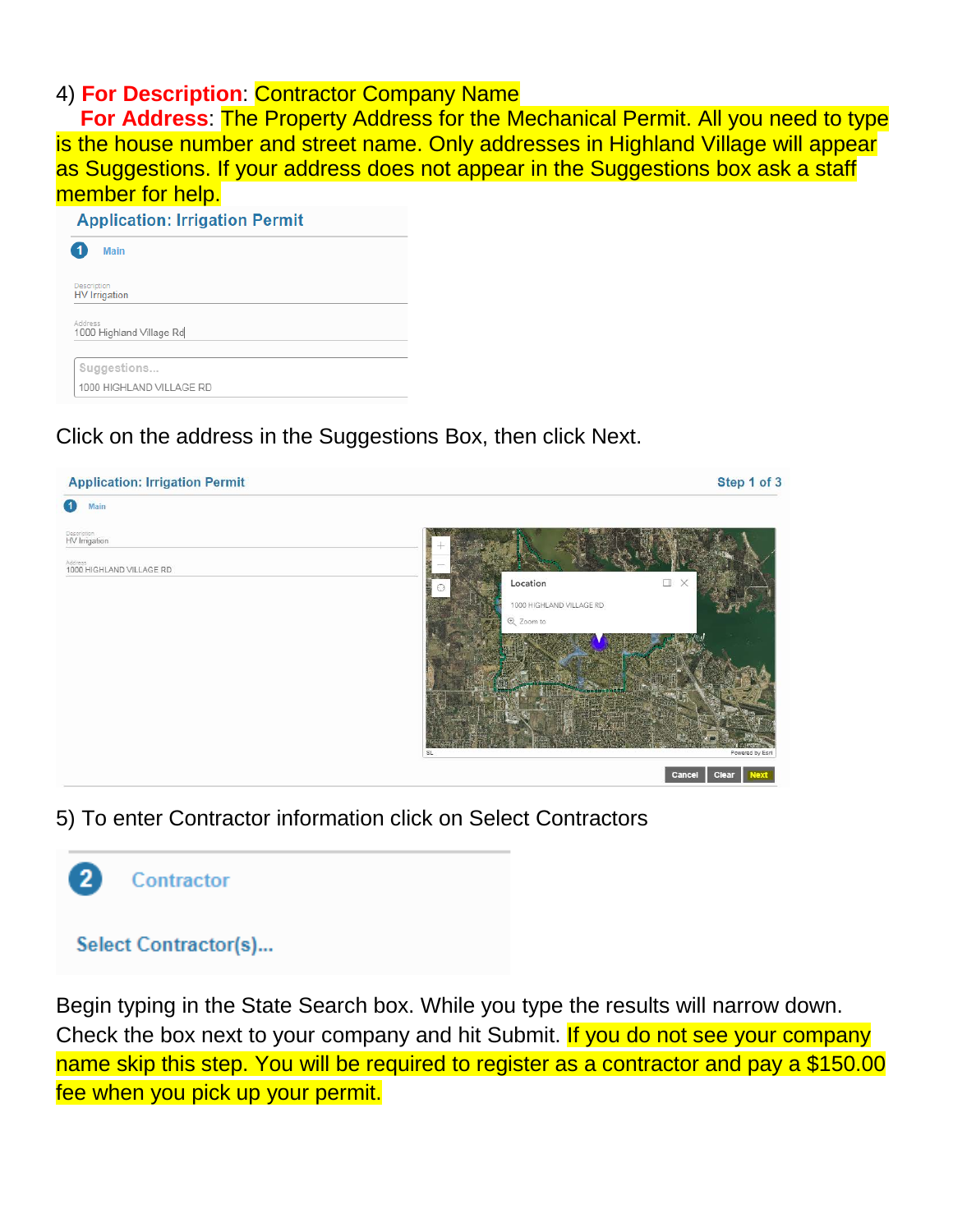4) **For Description**: Contractor Company Name

**For Address**: The Property Address for the Mechanical Permit. All you need to type is the house number and street name. Only addresses in Highland Village will appear as Suggestions. If your address does not appear in the Suggestions box ask a staff member for help.

Application: Irrigation Permit

1 Main

Description
HV Irrigation

Address
1000 Highland Village Rd

Suggestions...
1000 HIGHLAND VILLAGE RD

Click on the address in the Suggestions Box, then click Next.

Application: Irrigation Permit — Step 1 of 3

1 Main

Description
HV Irrigation

Address
1000 HIGHLAND VILLAGE RD

Location
1000 HIGHLAND VILLAGE RD
Zoom to

Cancel | Clear | Next

5) To enter Contractor information click on Select Contractors

2 Contractor

Select Contractor(s)...

Begin typing in the State Search box. While you type the results will narrow down. Check the box next to your company and hit Submit. If you do not see your company name skip this step. You will be required to register as a contractor and pay a $150.00 fee when you pick up your permit.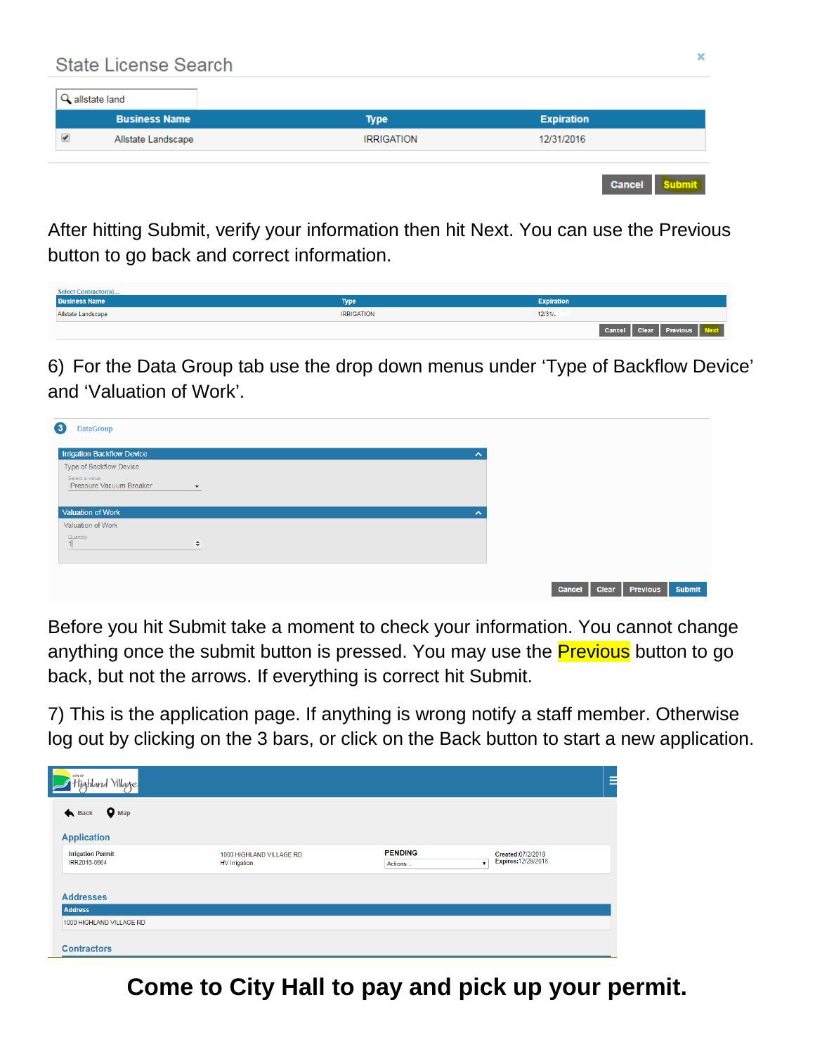State License Search

allstate land

| | Business Name | Type | Expiration |
|---|---|---|---|
| ☑ | Allstate Landscape | IRRIGATION | 12/31/2016 |

Cancel Submit

After hitting Submit, verify your information then hit Next. You can use the Previous button to go back and correct information.

Select Contractor(s)...

| Business Name | Type | Expiration |
|---|---|---|
| Allstate Landscape | IRRIGATION | 12/31/ |

Cancel Clear Previous Next

6) For the Data Group tab use the drop down menus under 'Type of Backflow Device' and 'Valuation of Work'.

3 DataGroup

Irrigation Backflow Device

Type of Backflow Device

Select a value

Pressure Vacuum Breaker

Valuation of Work

Valuation of Work

Quantity

1

Cancel Clear Previous Submit

Before you hit Submit take a moment to check your information. You cannot change anything once the submit button is pressed. You may use the Previous button to go back, but not the arrows. If everything is correct hit Submit.

7) This is the application page. If anything is wrong notify a staff member. Otherwise log out by clicking on the 3 bars, or click on the Back button to start a new application.

City of Highland Village

Back Map

Application

| | | | |
|---|---|---|---|
| Irrigation Permit<br>IRR2018-0664 | 1000 HIGHLAND VILLAGE RD<br>HV Irrigation | PENDING<br>Actions... | Created:07/2/2018<br>Expires:12/29/2018 |

Addresses

| Address |
|---|
| 1000 HIGHLAND VILLAGE RD |

Contractors

**Come to City Hall to pay and pick up your permit.**